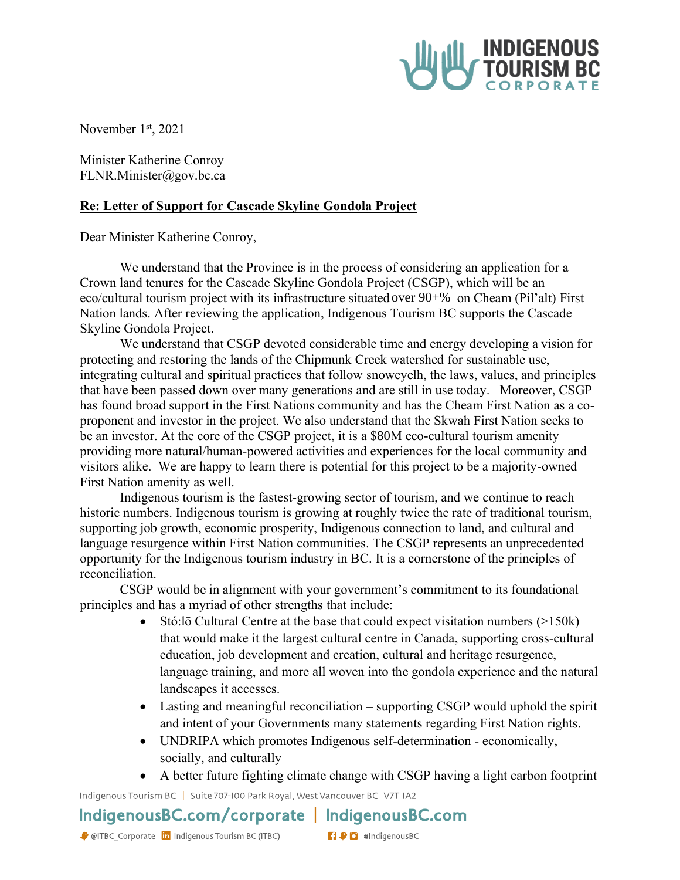November 1st, 2021

Minister Katherine Conroy
FLNR.Minister@gov.bc.ca

**Re: Letter of Support for Cascade Skyline Gondola Project**

Dear Minister Katherine Conroy,

We understand that the Province is in the process of considering an application for a Crown land tenures for the Cascade Skyline Gondola Project (CSGP), which will be an eco/cultural tourism project with its infrastructure situated over 90+% on Cheam (Pil'alt) First Nation lands. After reviewing the application, Indigenous Tourism BC supports the Cascade Skyline Gondola Project.

We understand that CSGP devoted considerable time and energy developing a vision for protecting and restoring the lands of the Chipmunk Creek watershed for sustainable use, integrating cultural and spiritual practices that follow snoweyelh, the laws, values, and principles that have been passed down over many generations and are still in use today. Moreover, CSGP has found broad support in the First Nations community and has the Cheam First Nation as a co-proponent and investor in the project. We also understand that the Skwah First Nation seeks to be an investor. At the core of the CSGP project, it is a $80M eco-cultural tourism amenity providing more natural/human-powered activities and experiences for the local community and visitors alike. We are happy to learn there is potential for this project to be a majority-owned First Nation amenity as well.

Indigenous tourism is the fastest-growing sector of tourism, and we continue to reach historic numbers. Indigenous tourism is growing at roughly twice the rate of traditional tourism, supporting job growth, economic prosperity, Indigenous connection to land, and cultural and language resurgence within First Nation communities. The CSGP represents an unprecedented opportunity for the Indigenous tourism industry in BC. It is a cornerstone of the principles of reconciliation.

CSGP would be in alignment with your government's commitment to its foundational principles and has a myriad of other strengths that include:

- Stó:lō Cultural Centre at the base that could expect visitation numbers (>150k) that would make it the largest cultural centre in Canada, supporting cross-cultural education, job development and creation, cultural and heritage resurgence, language training, and more all woven into the gondola experience and the natural landscapes it accesses.
- Lasting and meaningful reconciliation – supporting CSGP would uphold the spirit and intent of your Governments many statements regarding First Nation rights.
- UNDRIPA which promotes Indigenous self-determination - economically, socially, and culturally
- A better future fighting climate change with CSGP having a light carbon footprint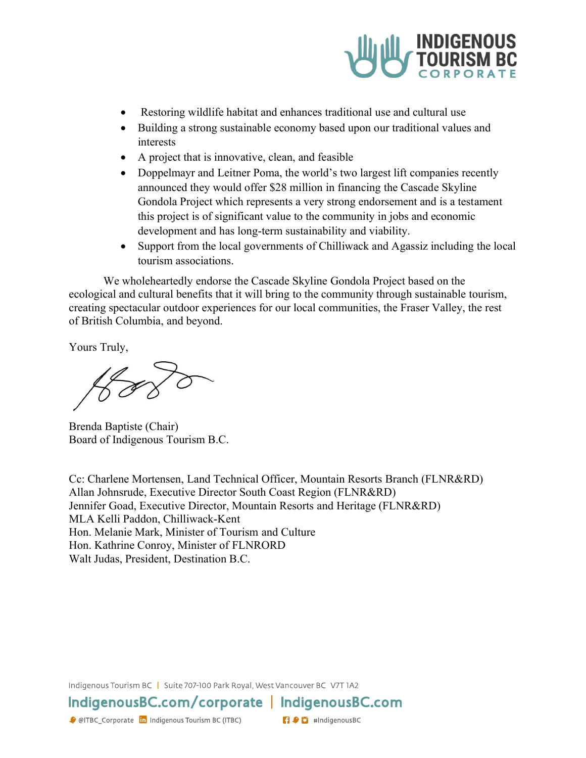- Restoring wildlife habitat and enhances traditional use and cultural use
- Building a strong sustainable economy based upon our traditional values and interests
- A project that is innovative, clean, and feasible
- Doppelmayr and Leitner Poma, the world's two largest lift companies recently announced they would offer $28 million in financing the Cascade Skyline Gondola Project which represents a very strong endorsement and is a testament this project is of significant value to the community in jobs and economic development and has long-term sustainability and viability.
- Support from the local governments of Chilliwack and Agassiz including the local tourism associations.

We wholeheartedly endorse the Cascade Skyline Gondola Project based on the ecological and cultural benefits that it will bring to the community through sustainable tourism, creating spectacular outdoor experiences for our local communities, the Fraser Valley, the rest of British Columbia, and beyond.

Yours Truly,

Brenda Baptiste (Chair)
Board of Indigenous Tourism B.C.

Cc: Charlene Mortensen, Land Technical Officer, Mountain Resorts Branch (FLNR&RD)
Allan Johnsrude, Executive Director South Coast Region (FLNR&RD)
Jennifer Goad, Executive Director, Mountain Resorts and Heritage (FLNR&RD)
MLA Kelli Paddon, Chilliwack-Kent
Hon. Melanie Mark, Minister of Tourism and Culture
Hon. Kathrine Conroy, Minister of FLNRORD
Walt Judas, President, Destination B.C.